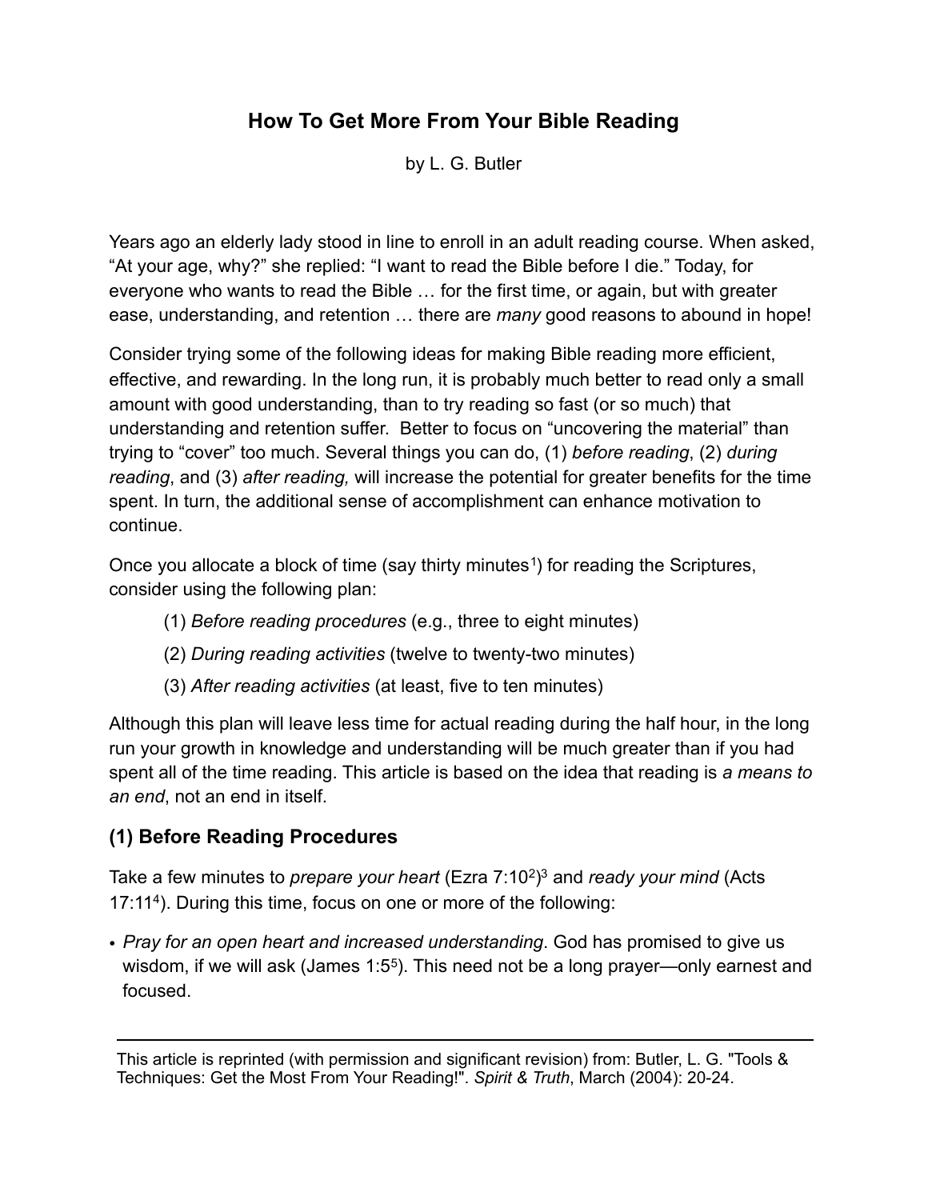# How To Get More From Your Bible Reading

by L. G. Butler

Years ago an elderly lady stood in line to enroll in an adult reading course. When asked, "At your age, why?" she replied: "I want to read the Bible before I die." Today, for everyone who wants to read the Bible … for the first time, or again, but with greater ease, understanding, and retention … there are *many* good reasons to abound in hope!

Consider trying some of the following ideas for making Bible reading more efficient, effective, and rewarding. In the long run, it is probably much better to read only a small amount with good understanding, than to try reading so fast (or so much) that understanding and retention suffer. Better to focus on "uncovering the material" than trying to "cover" too much. Several things you can do, (1) *before reading*, (2) *during reading*, and (3) *after reading,* will increase the potential for greater benefits for the time spent. In turn, the additional sense of accomplishment can enhance motivation to continue.

Once you allocate a block of time (say thirty minutes[1]) for reading the Scriptures, consider using the following plan:

(1) *Before reading procedures* (e.g., three to eight minutes)

(2) *During reading activities* (twelve to twenty-two minutes)

(3) *After reading activities* (at least, five to ten minutes)

Although this plan will leave less time for actual reading during the half hour, in the long run your growth in knowledge and understanding will be much greater than if you had spent all of the time reading. This article is based on the idea that reading is *a means to an end*, not an end in itself.

## (1) Before Reading Procedures

Take a few minutes to *prepare your heart* (Ezra 7:10[2])[3] and *ready your mind* (Acts 17:11[4]). During this time, focus on one or more of the following:

- *Pray for an open heart and increased understanding*. God has promised to give us wisdom, if we will ask (James 1:5[5]). This need not be a long prayer—only earnest and focused.

---

This article is reprinted (with permission and significant revision) from: Butler, L. G. "Tools & Techniques: Get the Most From Your Reading!". *Spirit & Truth*, March (2004): 20-24.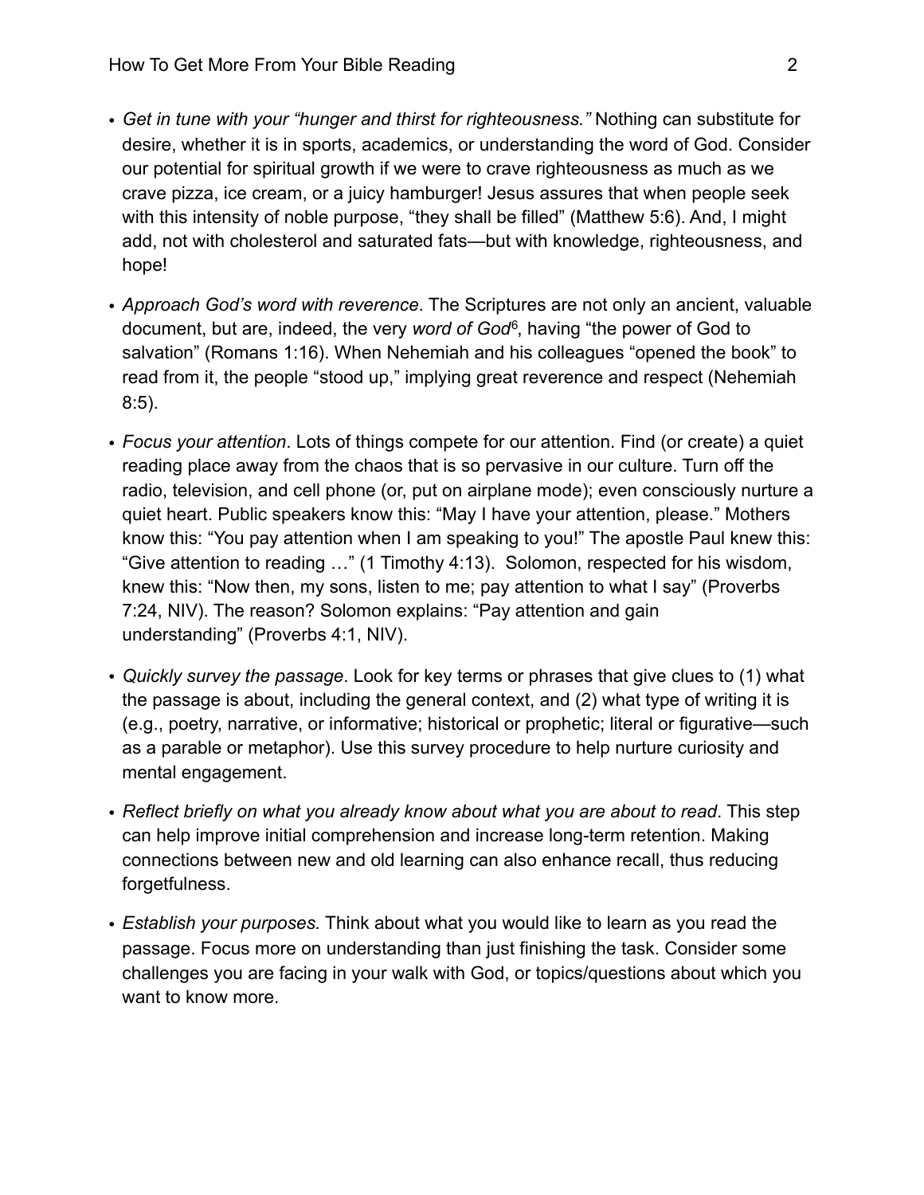- *Get in tune with your "hunger and thirst for righteousness."* Nothing can substitute for desire, whether it is in sports, academics, or understanding the word of God. Consider our potential for spiritual growth if we were to crave righteousness as much as we crave pizza, ice cream, or a juicy hamburger! Jesus assures that when people seek with this intensity of noble purpose, "they shall be filled" (Matthew 5:6). And, I might add, not with cholesterol and saturated fats—but with knowledge, righteousness, and hope!

- *Approach God's word with reverence*. The Scriptures are not only an ancient, valuable document, but are, indeed, the very *word of God*[6], having "the power of God to salvation" (Romans 1:16). When Nehemiah and his colleagues "opened the book" to read from it, the people "stood up," implying great reverence and respect (Nehemiah 8:5).

- *Focus your attention*. Lots of things compete for our attention. Find (or create) a quiet reading place away from the chaos that is so pervasive in our culture. Turn off the radio, television, and cell phone (or, put on airplane mode); even consciously nurture a quiet heart. Public speakers know this: "May I have your attention, please." Mothers know this: "You pay attention when I am speaking to you!" The apostle Paul knew this: "Give attention to reading …" (1 Timothy 4:13). Solomon, respected for his wisdom, knew this: "Now then, my sons, listen to me; pay attention to what I say" (Proverbs 7:24, NIV). The reason? Solomon explains: "Pay attention and gain understanding" (Proverbs 4:1, NIV).

- *Quickly survey the passage*. Look for key terms or phrases that give clues to (1) what the passage is about, including the general context, and (2) what type of writing it is (e.g., poetry, narrative, or informative; historical or prophetic; literal or figurative—such as a parable or metaphor). Use this survey procedure to help nurture curiosity and mental engagement.

- *Reflect briefly on what you already know about what you are about to read*. This step can help improve initial comprehension and increase long-term retention. Making connections between new and old learning can also enhance recall, thus reducing forgetfulness.

- *Establish your purposes.* Think about what you would like to learn as you read the passage. Focus more on understanding than just finishing the task. Consider some challenges you are facing in your walk with God, or topics/questions about which you want to know more.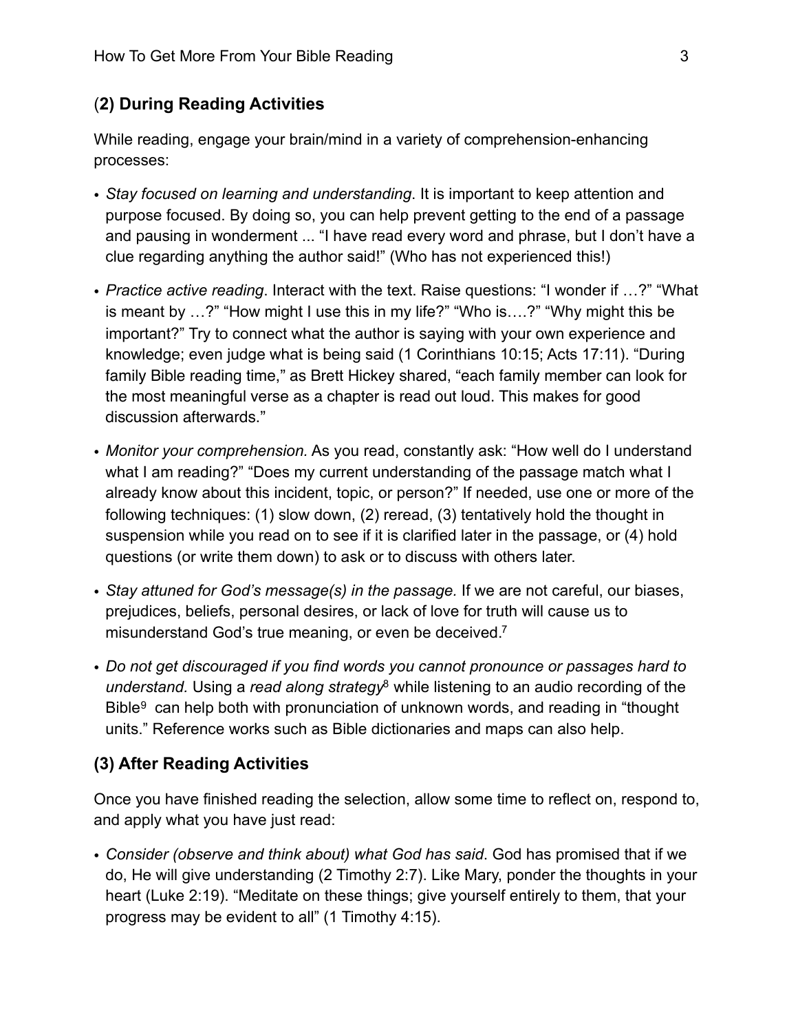## (2) During Reading Activities

While reading, engage your brain/mind in a variety of comprehension-enhancing processes:

- *Stay focused on learning and understanding.* It is important to keep attention and purpose focused. By doing so, you can help prevent getting to the end of a passage and pausing in wonderment ... "I have read every word and phrase, but I don't have a clue regarding anything the author said!" (Who has not experienced this!)
- *Practice active reading*. Interact with the text. Raise questions: "I wonder if …?" "What is meant by …?" "How might I use this in my life?" "Who is….?" "Why might this be important?" Try to connect what the author is saying with your own experience and knowledge; even judge what is being said (1 Corinthians 10:15; Acts 17:11). "During family Bible reading time," as Brett Hickey shared, "each family member can look for the most meaningful verse as a chapter is read out loud. This makes for good discussion afterwards."
- *Monitor your comprehension.* As you read, constantly ask: "How well do I understand what I am reading?" "Does my current understanding of the passage match what I already know about this incident, topic, or person?" If needed, use one or more of the following techniques: (1) slow down, (2) reread, (3) tentatively hold the thought in suspension while you read on to see if it is clarified later in the passage, or (4) hold questions (or write them down) to ask or to discuss with others later.
- *Stay attuned for God's message(s) in the passage.* If we are not careful, our biases, prejudices, beliefs, personal desires, or lack of love for truth will cause us to misunderstand God's true meaning, or even be deceived.[7]
- *Do not get discouraged if you find words you cannot pronounce or passages hard to understand.* Using a *read along strategy*[8] while listening to an audio recording of the Bible[9] can help both with pronunciation of unknown words, and reading in "thought units." Reference works such as Bible dictionaries and maps can also help.

## (3) After Reading Activities

Once you have finished reading the selection, allow some time to reflect on, respond to, and apply what you have just read:

- *Consider (observe and think about) what God has said*. God has promised that if we do, He will give understanding (2 Timothy 2:7). Like Mary, ponder the thoughts in your heart (Luke 2:19). "Meditate on these things; give yourself entirely to them, that your progress may be evident to all" (1 Timothy 4:15).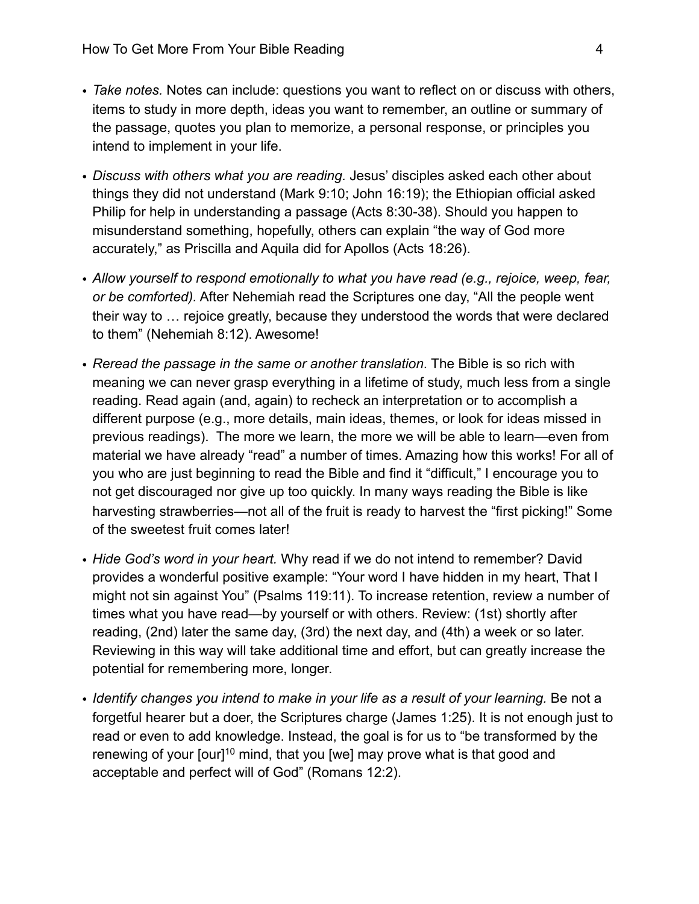- *Take notes.* Notes can include: questions you want to reflect on or discuss with others, items to study in more depth, ideas you want to remember, an outline or summary of the passage, quotes you plan to memorize, a personal response, or principles you intend to implement in your life.

- *Discuss with others what you are reading.* Jesus' disciples asked each other about things they did not understand (Mark 9:10; John 16:19); the Ethiopian official asked Philip for help in understanding a passage (Acts 8:30-38). Should you happen to misunderstand something, hopefully, others can explain "the way of God more accurately," as Priscilla and Aquila did for Apollos (Acts 18:26).

- *Allow yourself to respond emotionally to what you have read (e.g., rejoice, weep, fear, or be comforted).* After Nehemiah read the Scriptures one day, "All the people went their way to … rejoice greatly, because they understood the words that were declared to them" (Nehemiah 8:12). Awesome!

- *Reread the passage in the same or another translation*. The Bible is so rich with meaning we can never grasp everything in a lifetime of study, much less from a single reading. Read again (and, again) to recheck an interpretation or to accomplish a different purpose (e.g., more details, main ideas, themes, or look for ideas missed in previous readings). The more we learn, the more we will be able to learn—even from material we have already "read" a number of times. Amazing how this works! For all of you who are just beginning to read the Bible and find it "difficult," I encourage you to not get discouraged nor give up too quickly. In many ways reading the Bible is like harvesting strawberries—not all of the fruit is ready to harvest the "first picking!" Some of the sweetest fruit comes later!

- *Hide God's word in your heart.* Why read if we do not intend to remember? David provides a wonderful positive example: "Your word I have hidden in my heart, That I might not sin against You" (Psalms 119:11). To increase retention, review a number of times what you have read—by yourself or with others. Review: (1st) shortly after reading, (2nd) later the same day, (3rd) the next day, and (4th) a week or so later. Reviewing in this way will take additional time and effort, but can greatly increase the potential for remembering more, longer.

- *Identify changes you intend to make in your life as a result of your learning.* Be not a forgetful hearer but a doer, the Scriptures charge (James 1:25). It is not enough just to read or even to add knowledge. Instead, the goal is for us to "be transformed by the renewing of your [our][10] mind, that you [we] may prove what is that good and acceptable and perfect will of God" (Romans 12:2).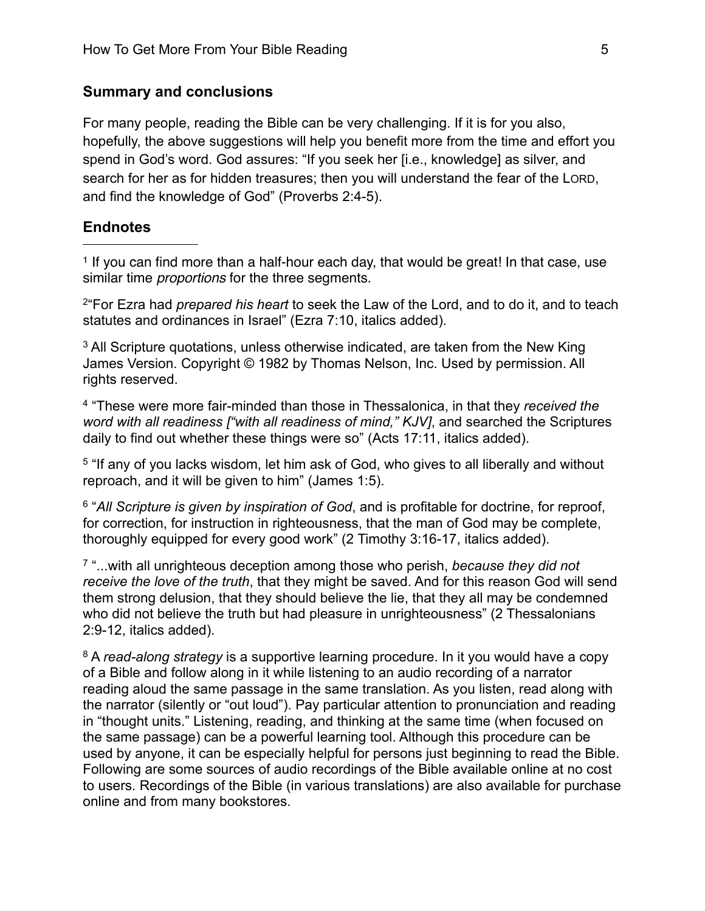## Summary and conclusions

For many people, reading the Bible can be very challenging. If it is for you also, hopefully, the above suggestions will help you benefit more from the time and effort you spend in God's word. God assures: "If you seek her [i.e., knowledge] as silver, and search for her as for hidden treasures; then you will understand the fear of the LORD, and find the knowledge of God" (Proverbs 2:4-5).

## Endnotes

---

[1] If you can find more than a half-hour each day, that would be great! In that case, use similar time *proportions* for the three segments.

[2]"For Ezra had *prepared his heart* to seek the Law of the Lord, and to do it, and to teach statutes and ordinances in Israel" (Ezra 7:10, italics added).

[3] All Scripture quotations, unless otherwise indicated, are taken from the New King James Version. Copyright © 1982 by Thomas Nelson, Inc. Used by permission. All rights reserved.

[4] "These were more fair-minded than those in Thessalonica, in that they *received the word with all readiness ["with all readiness of mind," KJV]*, and searched the Scriptures daily to find out whether these things were so" (Acts 17:11, italics added).

[5] "If any of you lacks wisdom, let him ask of God, who gives to all liberally and without reproach, and it will be given to him" (James 1:5).

[6] "*All Scripture is given by inspiration of God*, and is profitable for doctrine, for reproof, for correction, for instruction in righteousness, that the man of God may be complete, thoroughly equipped for every good work" (2 Timothy 3:16-17, italics added).

[7] "...with all unrighteous deception among those who perish, *because they did not receive the love of the truth*, that they might be saved. And for this reason God will send them strong delusion, that they should believe the lie, that they all may be condemned who did not believe the truth but had pleasure in unrighteousness" (2 Thessalonians 2:9-12, italics added).

[8] A *read-along strategy* is a supportive learning procedure. In it you would have a copy of a Bible and follow along in it while listening to an audio recording of a narrator reading aloud the same passage in the same translation. As you listen, read along with the narrator (silently or "out loud"). Pay particular attention to pronunciation and reading in "thought units." Listening, reading, and thinking at the same time (when focused on the same passage) can be a powerful learning tool. Although this procedure can be used by anyone, it can be especially helpful for persons just beginning to read the Bible. Following are some sources of audio recordings of the Bible available online at no cost to users. Recordings of the Bible (in various translations) are also available for purchase online and from many bookstores.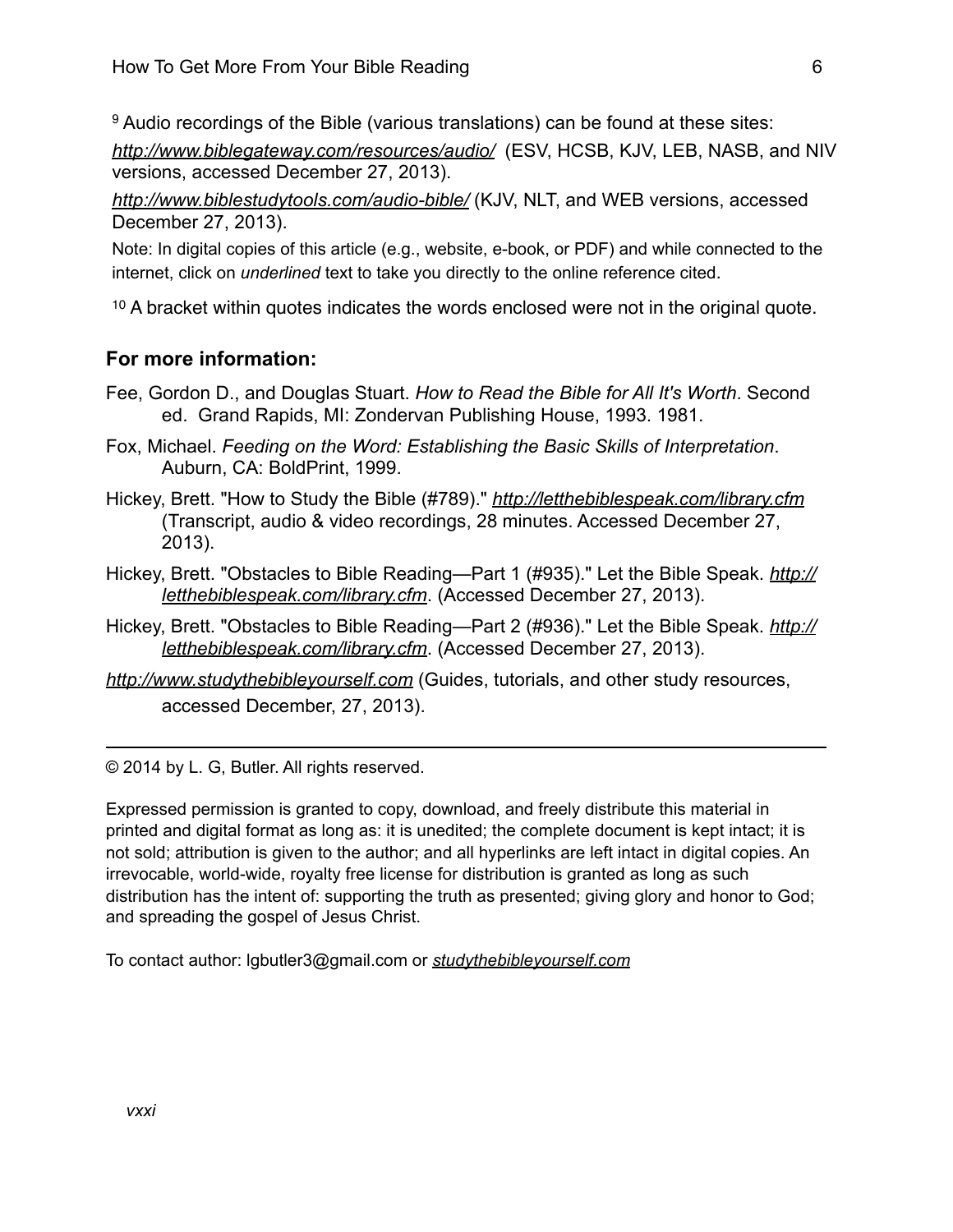[9] Audio recordings of the Bible (various translations) can be found at these sites:

*http://www.biblegateway.com/resources/audio/* (ESV, HCSB, KJV, LEB, NASB, and NIV versions, accessed December 27, 2013).

*http://www.biblestudytools.com/audio-bible/* (KJV, NLT, and WEB versions, accessed December 27, 2013).

Note: In digital copies of this article (e.g., website, e-book, or PDF) and while connected to the internet, click on *underlined* text to take you directly to the online reference cited.

[10] A bracket within quotes indicates the words enclosed were not in the original quote.

**For more information:**

Fee, Gordon D., and Douglas Stuart. *How to Read the Bible for All It's Worth*. Second ed. Grand Rapids, MI: Zondervan Publishing House, 1993. 1981.

Fox, Michael. *Feeding on the Word: Establishing the Basic Skills of Interpretation*. Auburn, CA: BoldPrint, 1999.

Hickey, Brett. "How to Study the Bible (#789)." *http://letthebiblespeak.com/library.cfm* (Transcript, audio & video recordings, 28 minutes. Accessed December 27, 2013).

Hickey, Brett. "Obstacles to Bible Reading—Part 1 (#935)." Let the Bible Speak. *http://letthebiblespeak.com/library.cfm*. (Accessed December 27, 2013).

Hickey, Brett. "Obstacles to Bible Reading—Part 2 (#936)." Let the Bible Speak. *http://letthebiblespeak.com/library.cfm*. (Accessed December 27, 2013).

*http://www.studythebibleyourself.com* (Guides, tutorials, and other study resources, accessed December, 27, 2013).

---

© 2014 by L. G, Butler. All rights reserved.

Expressed permission is granted to copy, download, and freely distribute this material in printed and digital format as long as: it is unedited; the complete document is kept intact; it is not sold; attribution is given to the author; and all hyperlinks are left intact in digital copies. An irrevocable, world-wide, royalty free license for distribution is granted as long as such distribution has the intent of: supporting the truth as presented; giving glory and honor to God; and spreading the gospel of Jesus Christ.

To contact author: lgbutler3@gmail.com or *studythebibleyourself.com*

*vxxi*